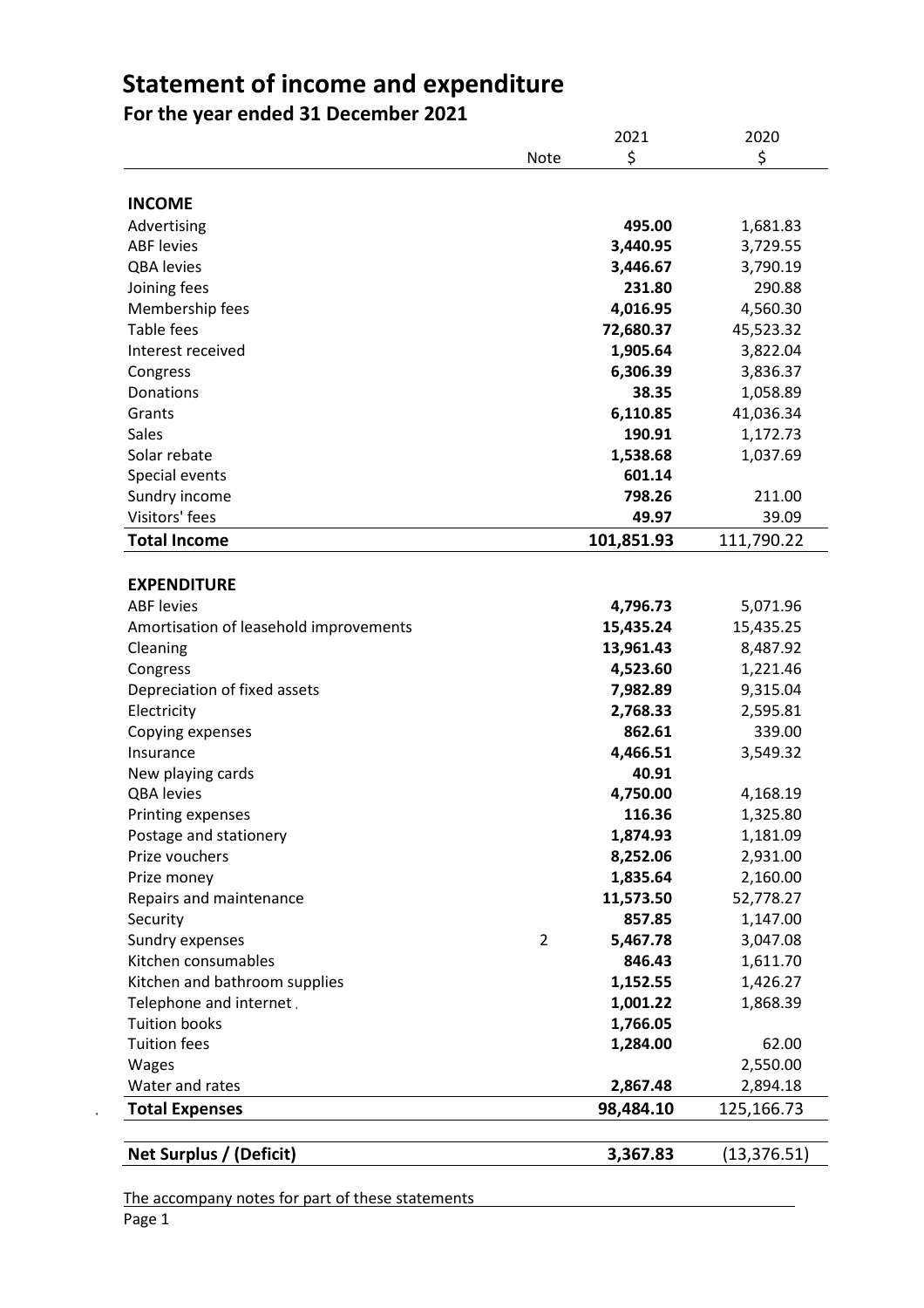# Statement of income and expenditure

## For the year ended 31 December 2021

| | Note | 2021<br>$ | 2020<br>$ |
|---|---|---|---|
| **INCOME** | | | |
| Advertising | | **495.00** | 1,681.83 |
| ABF levies | | **3,440.95** | 3,729.55 |
| QBA levies | | **3,446.67** | 3,790.19 |
| Joining fees | | **231.80** | 290.88 |
| Membership fees | | **4,016.95** | 4,560.30 |
| Table fees | | **72,680.37** | 45,523.32 |
| Interest received | | **1,905.64** | 3,822.04 |
| Congress | | **6,306.39** | 3,836.37 |
| Donations | | **38.35** | 1,058.89 |
| Grants | | **6,110.85** | 41,036.34 |
| Sales | | **190.91** | 1,172.73 |
| Solar rebate | | **1,538.68** | 1,037.69 |
| Special events | | **601.14** | |
| Sundry income | | **798.26** | 211.00 |
| Visitors' fees | | **49.97** | 39.09 |
| **Total Income** | | **101,851.93** | 111,790.22 |
| | | | |
| **EXPENDITURE** | | | |
| ABF levies | | **4,796.73** | 5,071.96 |
| Amortisation of leasehold improvements | | **15,435.24** | 15,435.25 |
| Cleaning | | **13,961.43** | 8,487.92 |
| Congress | | **4,523.60** | 1,221.46 |
| Depreciation of fixed assets | | **7,982.89** | 9,315.04 |
| Electricity | | **2,768.33** | 2,595.81 |
| Copying expenses | | **862.61** | 339.00 |
| Insurance | | **4,466.51** | 3,549.32 |
| New playing cards | | **40.91** | |
| QBA levies | | **4,750.00** | 4,168.19 |
| Printing expenses | | **116.36** | 1,325.80 |
| Postage and stationery | | **1,874.93** | 1,181.09 |
| Prize vouchers | | **8,252.06** | 2,931.00 |
| Prize money | | **1,835.64** | 2,160.00 |
| Repairs and maintenance | | **11,573.50** | 52,778.27 |
| Security | | **857.85** | 1,147.00 |
| Sundry expenses | 2 | **5,467.78** | 3,047.08 |
| Kitchen consumables | | **846.43** | 1,611.70 |
| Kitchen and bathroom supplies | | **1,152.55** | 1,426.27 |
| Telephone and internet | | **1,001.22** | 1,868.39 |
| Tuition books | | **1,766.05** | |
| Tuition fees | | **1,284.00** | 62.00 |
| Wages | | | 2,550.00 |
| Water and rates | | **2,867.48** | 2,894.18 |
| **Total Expenses** | | **98,484.10** | 125,166.73 |
| | | | |
| **Net Surplus / (Deficit)** | | **3,367.83** | (13,376.51) |

The accompany notes for part of these statements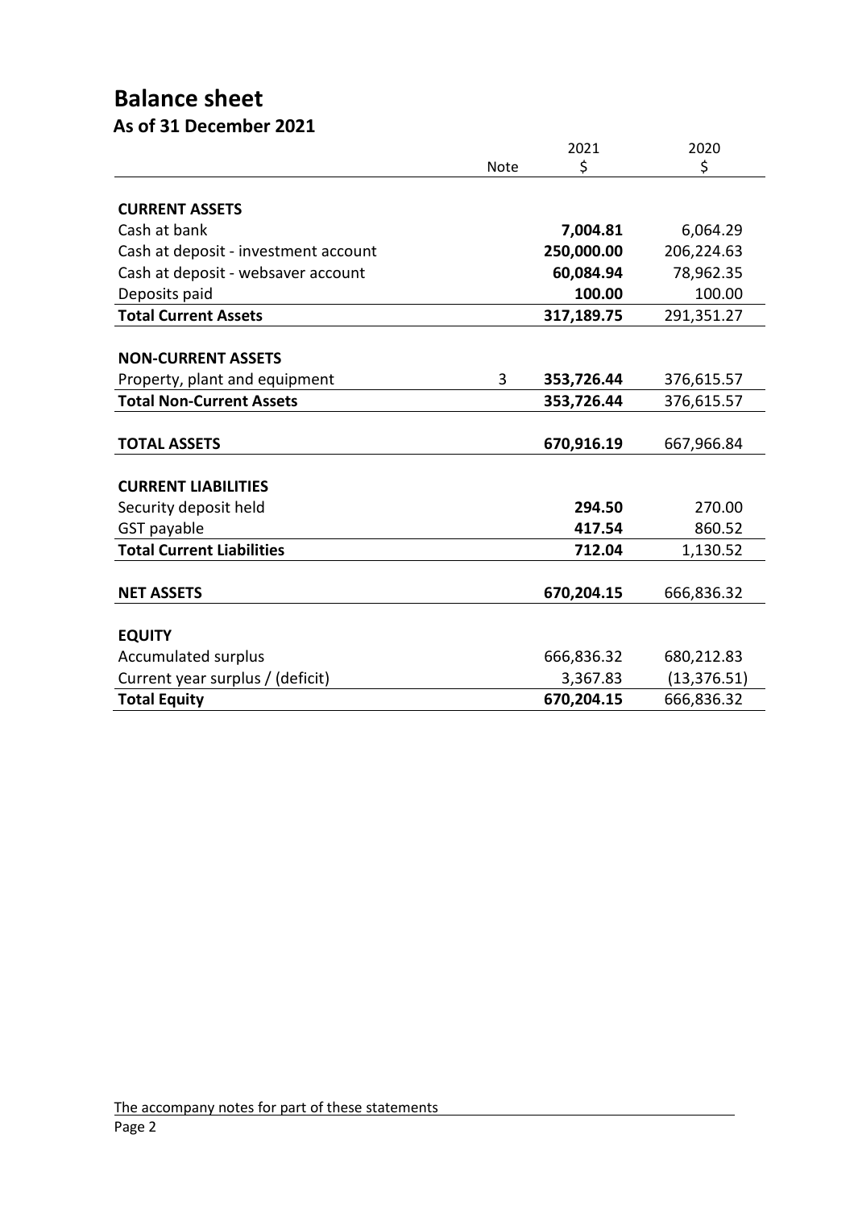# Balance sheet

## As of 31 December 2021

| | Note | 2021<br>$ | 2020<br>$ |
|---|---|---|---|
| **CURRENT ASSETS** | | | |
| Cash at bank | | **7,004.81** | 6,064.29 |
| Cash at deposit - investment account | | **250,000.00** | 206,224.63 |
| Cash at deposit - websaver account | | **60,084.94** | 78,962.35 |
| Deposits paid | | **100.00** | 100.00 |
| **Total Current Assets** | | **317,189.75** | 291,351.27 |
| **NON-CURRENT ASSETS** | | | |
| Property, plant and equipment | 3 | **353,726.44** | 376,615.57 |
| **Total Non-Current Assets** | | **353,726.44** | 376,615.57 |
| **TOTAL ASSETS** | | **670,916.19** | 667,966.84 |
| **CURRENT LIABILITIES** | | | |
| Security deposit held | | **294.50** | 270.00 |
| GST payable | | **417.54** | 860.52 |
| **Total Current Liabilities** | | **712.04** | 1,130.52 |
| **NET ASSETS** | | **670,204.15** | 666,836.32 |
| **EQUITY** | | | |
| Accumulated surplus | | 666,836.32 | 680,212.83 |
| Current year surplus / (deficit) | | 3,367.83 | (13,376.51) |
| **Total Equity** | | **670,204.15** | 666,836.32 |

The accompany notes for part of these statements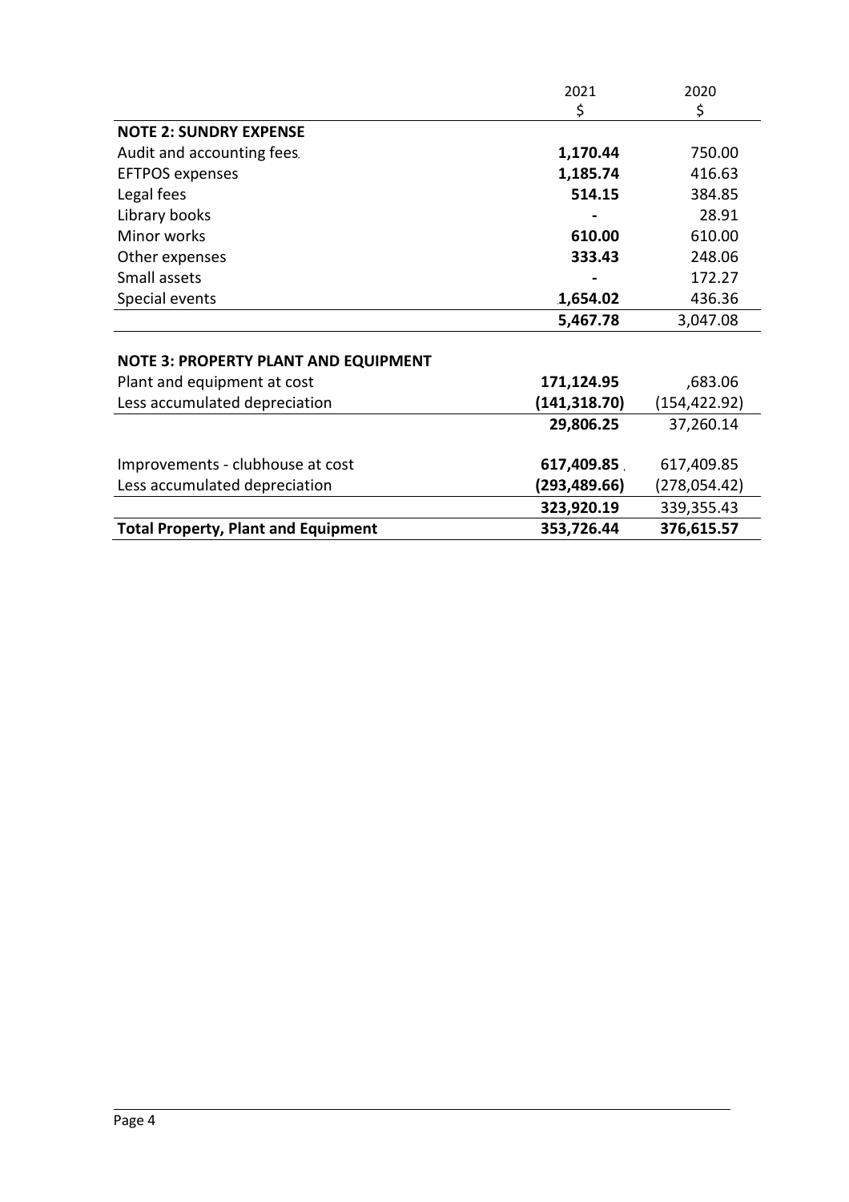| | 2021 | 2020 |
|---|---|---|
| | $ | $ |
| **NOTE 2: SUNDRY EXPENSE** | | |
| Audit and accounting fees | **1,170.44** | 750.00 |
| EFTPOS expenses | **1,185.74** | 416.63 |
| Legal fees | **514.15** | 384.85 |
| Library books | **-** | 28.91 |
| Minor works | **610.00** | 610.00 |
| Other expenses | **333.43** | 248.06 |
| Small assets | **-** | 172.27 |
| Special events | **1,654.02** | 436.36 |
| | **5,467.78** | 3,047.08 |
| | | |
| **NOTE 3: PROPERTY PLANT AND EQUIPMENT** | | |
| Plant and equipment at cost | **171,124.95** | ,683.06 |
| Less accumulated depreciation | **(141,318.70)** | (154,422.92) |
| | **29,806.25** | 37,260.14 |
| | | |
| Improvements - clubhouse at cost | **617,409.85** | 617,409.85 |
| Less accumulated depreciation | **(293,489.66)** | (278,054.42) |
| | **323,920.19** | 339,355.43 |
| **Total Property, Plant and Equipment** | **353,726.44** | **376,615.57** |